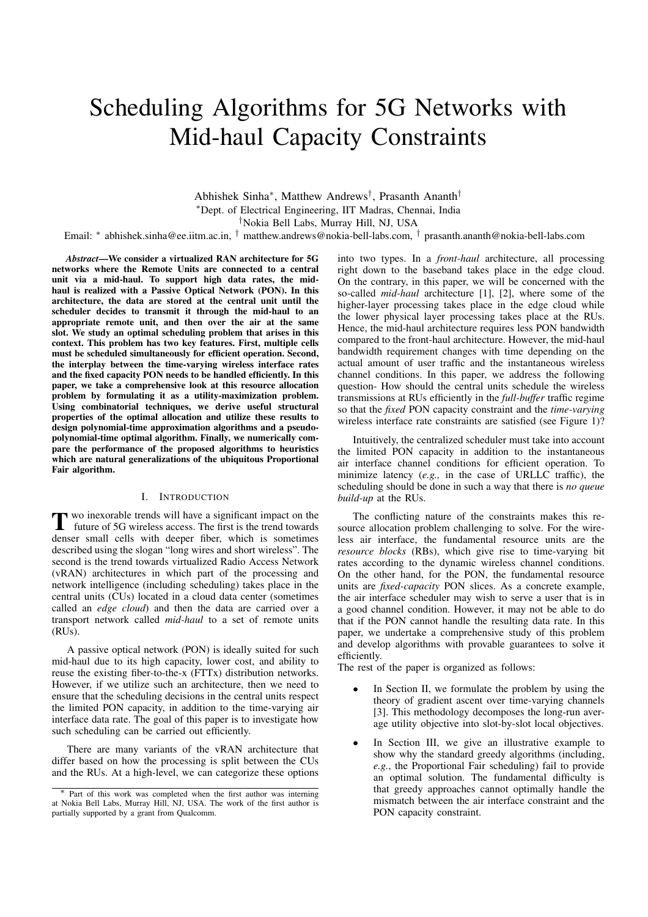# Scheduling Algorithms for 5G Networks with Mid-haul Capacity Constraints

Abhishek Sinha*, Matthew Andrews†, Prasanth Ananth†

*Dept. of Electrical Engineering, IIT Madras, Chennai, India

†Nokia Bell Labs, Murray Hill, NJ, USA

Email: * abhishek.sinha@ee.iitm.ac.in, † matthew.andrews@nokia-bell-labs.com, † prasanth.ananth@nokia-bell-labs.com

***Abstract*—We consider a virtualized RAN architecture for 5G networks where the Remote Units are connected to a central unit via a mid-haul. To support high data rates, the mid-haul is realized with a Passive Optical Network (PON). In this architecture, the data are stored at the central unit until the scheduler decides to transmit it through the mid-haul to an appropriate remote unit, and then over the air at the same slot. We study an optimal scheduling problem that arises in this context. This problem has two key features. First, multiple cells must be scheduled simultaneously for efficient operation. Second, the interplay between the time-varying wireless interface rates and the fixed capacity PON needs to be handled efficiently. In this paper, we take a comprehensive look at this resource allocation problem by formulating it as a utility-maximization problem. Using combinatorial techniques, we derive useful structural properties of the optimal allocation and utilize these results to design polynomial-time approximation algorithms and a pseudo-polynomial-time optimal algorithm. Finally, we numerically compare the performance of the proposed algorithms to heuristics which are natural generalizations of the ubiquitous Proportional Fair algorithm.**

## I. Introduction

Two inexorable trends will have a significant impact on the future of 5G wireless access. The first is the trend towards denser small cells with deeper fiber, which is sometimes described using the slogan "long wires and short wireless". The second is the trend towards virtualized Radio Access Network (vRAN) architectures in which part of the processing and network intelligence (including scheduling) takes place in the central units (CUs) located in a cloud data center (sometimes called an *edge cloud*) and then the data are carried over a transport network called *mid-haul* to a set of remote units (RUs).

A passive optical network (PON) is ideally suited for such mid-haul due to its high capacity, lower cost, and ability to reuse the existing fiber-to-the-x (FTTx) distribution networks. However, if we utilize such an architecture, then we need to ensure that the scheduling decisions in the central units respect the limited PON capacity, in addition to the time-varying air interface data rate. The goal of this paper is to investigate how such scheduling can be carried out efficiently.

There are many variants of the vRAN architecture that differ based on how the processing is split between the CUs and the RUs. At a high-level, we can categorize these options into two types. In a *front-haul* architecture, all processing right down to the baseband takes place in the edge cloud. On the contrary, in this paper, we will be concerned with the so-called *mid-haul* architecture [1], [2], where some of the higher-layer processing takes place in the edge cloud while the lower physical layer processing takes place at the RUs. Hence, the mid-haul architecture requires less PON bandwidth compared to the front-haul architecture. However, the mid-haul bandwidth requirement changes with time depending on the actual amount of user traffic and the instantaneous wireless channel conditions. In this paper, we address the following question- How should the central units schedule the wireless transmissions at RUs efficiently in the *full-buffer* traffic regime so that the *fixed* PON capacity constraint and the *time-varying* wireless interface rate constraints are satisfied (see Figure 1)?

Intuitively, the centralized scheduler must take into account the limited PON capacity in addition to the instantaneous air interface channel conditions for efficient operation. To minimize latency (*e.g.,* in the case of URLLC traffic), the scheduling should be done in such a way that there is *no queue build-up* at the RUs.

The conflicting nature of the constraints makes this resource allocation problem challenging to solve. For the wireless air interface, the fundamental resource units are the *resource blocks* (RBs), which give rise to time-varying bit rates according to the dynamic wireless channel conditions. On the other hand, for the PON, the fundamental resource units are *fixed-capacity* PON slices. As a concrete example, the air interface scheduler may wish to serve a user that is in a good channel condition. However, it may not be able to do that if the PON cannot handle the resulting data rate. In this paper, we undertake a comprehensive study of this problem and develop algorithms with provable guarantees to solve it efficiently.

The rest of the paper is organized as follows:

- In Section II, we formulate the problem by using the theory of gradient ascent over time-varying channels [3]. This methodology decomposes the long-run average utility objective into slot-by-slot local objectives.
- In Section III, we give an illustrative example to show why the standard greedy algorithms (including, *e.g.*, the Proportional Fair scheduling) fail to provide an optimal solution. The fundamental difficulty is that greedy approaches cannot optimally handle the mismatch between the air interface constraint and the PON capacity constraint.

* Part of this work was completed when the first author was interning at Nokia Bell Labs, Murray Hill, NJ, USA. The work of the first author is partially supported by a grant from Qualcomm.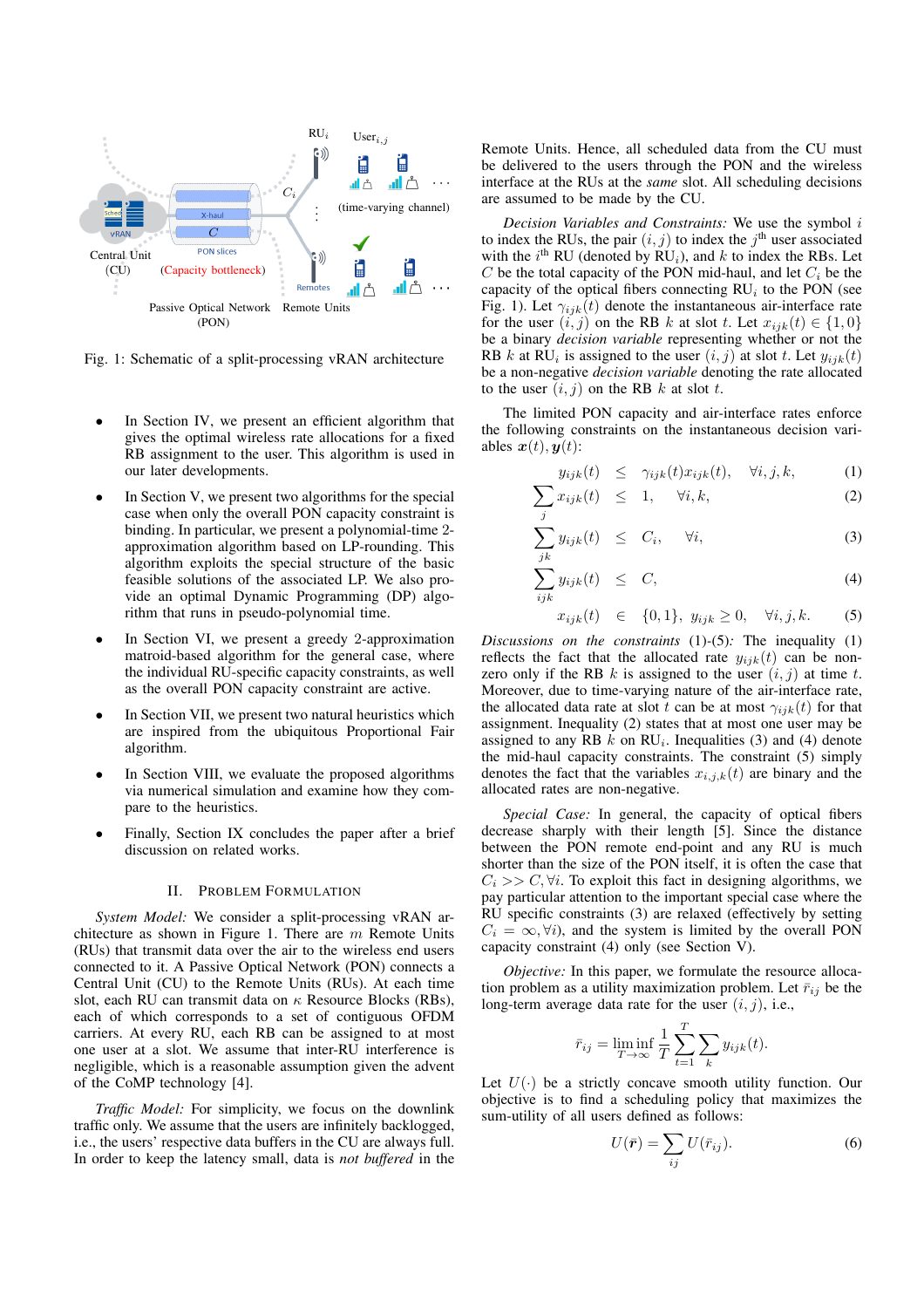Fig. 1: Schematic of a split-processing vRAN architecture

- In Section IV, we present an efficient algorithm that gives the optimal wireless rate allocations for a fixed RB assignment to the user. This algorithm is used in our later developments.
- In Section V, we present two algorithms for the special case when only the overall PON capacity constraint is binding. In particular, we present a polynomial-time 2-approximation algorithm based on LP-rounding. This algorithm exploits the special structure of the basic feasible solutions of the associated LP. We also provide an optimal Dynamic Programming (DP) algorithm that runs in pseudo-polynomial time.
- In Section VI, we present a greedy 2-approximation matroid-based algorithm for the general case, where the individual RU-specific capacity constraints, as well as the overall PON capacity constraint are active.
- In Section VII, we present two natural heuristics which are inspired from the ubiquitous Proportional Fair algorithm.
- In Section VIII, we evaluate the proposed algorithms via numerical simulation and examine how they compare to the heuristics.
- Finally, Section IX concludes the paper after a brief discussion on related works.

## II. Problem Formulation

*System Model:* We consider a split-processing vRAN architecture as shown in Figure 1. There are $m$ Remote Units (RUs) that transmit data over the air to the wireless end users connected to it. A Passive Optical Network (PON) connects a Central Unit (CU) to the Remote Units (RUs). At each time slot, each RU can transmit data on $\kappa$ Resource Blocks (RBs), each of which corresponds to a set of contiguous OFDM carriers. At every RU, each RB can be assigned to at most one user at a slot. We assume that inter-RU interference is negligible, which is a reasonable assumption given the advent of the CoMP technology [4].

*Traffic Model:* For simplicity, we focus on the downlink traffic only. We assume that the users are infinitely backlogged, i.e., the users' respective data buffers in the CU are always full. In order to keep the latency small, data is *not buffered* in the Remote Units. Hence, all scheduled data from the CU must be delivered to the users through the PON and the wireless interface at the RUs at the *same* slot. All scheduling decisions are assumed to be made by the CU.

*Decision Variables and Constraints:* We use the symbol $i$ to index the RUs, the pair $(i, j)$ to index the $j^{\text{th}}$ user associated with the $i^{\text{th}}$ RU (denoted by $\text{RU}_i$), and $k$ to index the RBs. Let $C$ be the total capacity of the PON mid-haul, and let $C_i$ be the capacity of the optical fibers connecting $\text{RU}_i$ to the PON (see Fig. 1). Let $\gamma_{ijk}(t)$ denote the instantaneous air-interface rate for the user $(i, j)$ on the RB $k$ at slot $t$. Let $x_{ijk}(t) \in \{1, 0\}$ be a binary *decision variable* representing whether or not the RB $k$ at $\text{RU}_i$ is assigned to the user $(i, j)$ at slot $t$. Let $y_{ijk}(t)$ be a non-negative *decision variable* denoting the rate allocated to the user $(i, j)$ on the RB $k$ at slot $t$.

The limited PON capacity and air-interface rates enforce the following constraints on the instantaneous decision variables $\boldsymbol{x}(t), \boldsymbol{y}(t)$:

$$y_{ijk}(t) \leq \gamma_{ijk}(t)x_{ijk}(t), \quad \forall i, j, k, \tag{1}$$

$$\sum_j x_{ijk}(t) \leq 1, \quad \forall i, k, \tag{2}$$

$$\sum_{jk} y_{ijk}(t) \leq C_i, \quad \forall i, \tag{3}$$

$$\sum_{ijk} y_{ijk}(t) \leq C, \tag{4}$$

$$x_{ijk}(t) \in \{0, 1\}, \; y_{ijk} \geq 0, \quad \forall i, j, k. \tag{5}$$

*Discussions on the constraints* (1)-(5): The inequality (1) reflects the fact that the allocated rate $y_{ijk}(t)$ can be non-zero only if the RB $k$ is assigned to the user $(i, j)$ at time $t$. Moreover, due to time-varying nature of the air-interface rate, the allocated data rate at slot $t$ can be at most $\gamma_{ijk}(t)$ for that assignment. Inequality (2) states that at most one user may be assigned to any RB $k$ on $\text{RU}_i$. Inequalities (3) and (4) denote the mid-haul capacity constraints. The constraint (5) simply denotes the fact that the variables $x_{i,j,k}(t)$ are binary and the allocated rates are non-negative.

*Special Case:* In general, the capacity of optical fibers decrease sharply with their length [5]. Since the distance between the PON remote end-point and any RU is much shorter than the size of the PON itself, it is often the case that $C_i >> C, \forall i$. To exploit this fact in designing algorithms, we pay particular attention to the important special case where the RU specific constraints (3) are relaxed (effectively by setting $C_i = \infty, \forall i$), and the system is limited by the overall PON capacity constraint (4) only (see Section V).

*Objective:* In this paper, we formulate the resource allocation problem as a utility maximization problem. Let $\bar{r}_{ij}$ be the long-term average data rate for the user $(i, j)$, i.e.,

$$\bar{r}_{ij} = \liminf_{T \to \infty} \frac{1}{T} \sum_{t=1}^{T} \sum_k y_{ijk}(t).$$

Let $U(\cdot)$ be a strictly concave smooth utility function. Our objective is to find a scheduling policy that maximizes the sum-utility of all users defined as follows:

$$U(\bar{\boldsymbol{r}}) = \sum_{ij} U(\bar{r}_{ij}). \tag{6}$$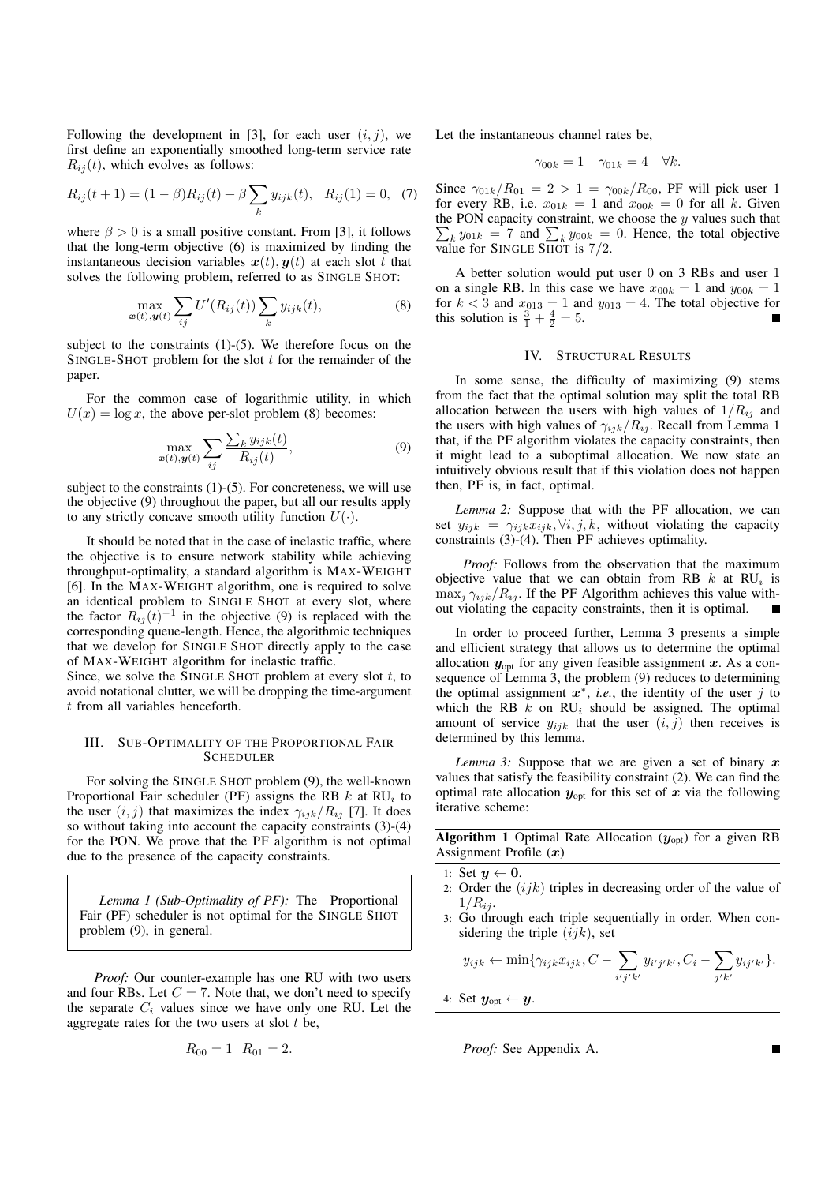Following the development in [3], for each user $(i, j)$, we first define an exponentially smoothed long-term service rate $R_{ij}(t)$, which evolves as follows:

$$R_{ij}(t+1) = (1-\beta)R_{ij}(t) + \beta \sum_k y_{ijk}(t), \quad R_{ij}(1) = 0, \quad (7)$$

where $\beta > 0$ is a small positive constant. From [3], it follows that the long-term objective (6) is maximized by finding the instantaneous decision variables $\boldsymbol{x}(t), \boldsymbol{y}(t)$ at each slot $t$ that solves the following problem, referred to as SINGLE SHOT:

$$\max_{\boldsymbol{x}(t), \boldsymbol{y}(t)} \sum_{ij} U'(R_{ij}(t)) \sum_k y_{ijk}(t), \quad (8)$$

subject to the constraints (1)-(5). We therefore focus on the SINGLE-SHOT problem for the slot $t$ for the remainder of the paper.

For the common case of logarithmic utility, in which $U(x) = \log x$, the above per-slot problem (8) becomes:

$$\max_{\boldsymbol{x}(t), \boldsymbol{y}(t)} \sum_{ij} \frac{\sum_k y_{ijk}(t)}{R_{ij}(t)}, \quad (9)$$

subject to the constraints (1)-(5). For concreteness, we will use the objective (9) throughout the paper, but all our results apply to any strictly concave smooth utility function $U(\cdot)$.

It should be noted that in the case of inelastic traffic, where the objective is to ensure network stability while achieving throughput-optimality, a standard algorithm is MAX-WEIGHT [6]. In the MAX-WEIGHT algorithm, one is required to solve an identical problem to SINGLE SHOT at every slot, where the factor $R_{ij}(t)^{-1}$ in the objective (9) is replaced with the corresponding queue-length. Hence, the algorithmic techniques that we develop for SINGLE SHOT directly apply to the case of MAX-WEIGHT algorithm for inelastic traffic.
Since, we solve the SINGLE SHOT problem at every slot $t$, to avoid notational clutter, we will be dropping the time-argument $t$ from all variables henceforth.

## III. SUB-OPTIMALITY OF THE PROPORTIONAL FAIR SCHEDULER

For solving the SINGLE SHOT problem (9), the well-known Proportional Fair scheduler (PF) assigns the RB $k$ at $\text{RU}_i$ to the user $(i, j)$ that maximizes the index $\gamma_{ijk}/R_{ij}$ [7]. It does so without taking into account the capacity constraints (3)-(4) for the PON. We prove that the PF algorithm is not optimal due to the presence of the capacity constraints.

*Lemma 1 (Sub-Optimality of PF):* The Proportional Fair (PF) scheduler is not optimal for the SINGLE SHOT problem (9), in general.

*Proof:* Our counter-example has one RU with two users and four RBs. Let $C = 7$. Note that, we don't need to specify the separate $C_i$ values since we have only one RU. Let the aggregate rates for the two users at slot $t$ be,

$$R_{00} = 1 \quad R_{01} = 2.$$

Let the instantaneous channel rates be,

$$\gamma_{00k} = 1 \quad \gamma_{01k} = 4 \quad \forall k.$$

Since $\gamma_{01k}/R_{01} = 2 > 1 = \gamma_{00k}/R_{00}$, PF will pick user 1 for every RB, i.e. $x_{01k} = 1$ and $x_{00k} = 0$ for all $k$. Given the PON capacity constraint, we choose the $y$ values such that $\sum_k y_{01k} = 7$ and $\sum_k y_{00k} = 0$. Hence, the total objective value for SINGLE SHOT is $7/2$.

A better solution would put user 0 on 3 RBs and user 1 on a single RB. In this case we have $x_{00k} = 1$ and $y_{00k} = 1$ for $k < 3$ and $x_{013} = 1$ and $y_{013} = 4$. The total objective for this solution is $\frac{3}{1} + \frac{4}{2} = 5$. ∎

## IV. STRUCTURAL RESULTS

In some sense, the difficulty of maximizing (9) stems from the fact that the optimal solution may split the total RB allocation between the users with high values of $1/R_{ij}$ and the users with high values of $\gamma_{ijk}/R_{ij}$. Recall from Lemma 1 that, if the PF algorithm violates the capacity constraints, then it might lead to a suboptimal allocation. We now state an intuitively obvious result that if this violation does not happen then, PF is, in fact, optimal.

*Lemma 2:* Suppose that with the PF allocation, we can set $y_{ijk} = \gamma_{ijk} x_{ijk}, \forall i, j, k$, without violating the capacity constraints (3)-(4). Then PF achieves optimality.

*Proof:* Follows from the observation that the maximum objective value that we can obtain from RB $k$ at $\text{RU}_i$ is $\max_j \gamma_{ijk}/R_{ij}$. If the PF Algorithm achieves this value without violating the capacity constraints, then it is optimal. ∎

In order to proceed further, Lemma 3 presents a simple and efficient strategy that allows us to determine the optimal allocation $\boldsymbol{y}_{\text{opt}}$ for any given feasible assignment $\boldsymbol{x}$. As a consequence of Lemma 3, the problem (9) reduces to determining the optimal assignment $\boldsymbol{x}^*$, *i.e.*, the identity of the user $j$ to which the RB $k$ on $\text{RU}_i$ should be assigned. The optimal amount of service $y_{ijk}$ that the user $(i, j)$ then receives is determined by this lemma.

*Lemma 3:* Suppose that we are given a set of binary $\boldsymbol{x}$ values that satisfy the feasibility constraint (2). We can find the optimal rate allocation $\boldsymbol{y}_{\text{opt}}$ for this set of $\boldsymbol{x}$ via the following iterative scheme:

**Algorithm 1** Optimal Rate Allocation ($\boldsymbol{y}_{\text{opt}}$) for a given RB Assignment Profile ($\boldsymbol{x}$)

1: Set $\boldsymbol{y} \leftarrow \boldsymbol{0}$.
2: Order the $(ijk)$ triples in decreasing order of the value of $1/R_{ij}$.
3: Go through each triple sequentially in order. When considering the triple $(ijk)$, set

$$y_{ijk} \leftarrow \min\{\gamma_{ijk} x_{ijk}, C - \sum_{i'j'k'} y_{i'j'k'}, C_i - \sum_{j'k'} y_{ij'k'}\}.$$

4: Set $\boldsymbol{y}_{\text{opt}} \leftarrow \boldsymbol{y}$.

*Proof:* See Appendix A. ∎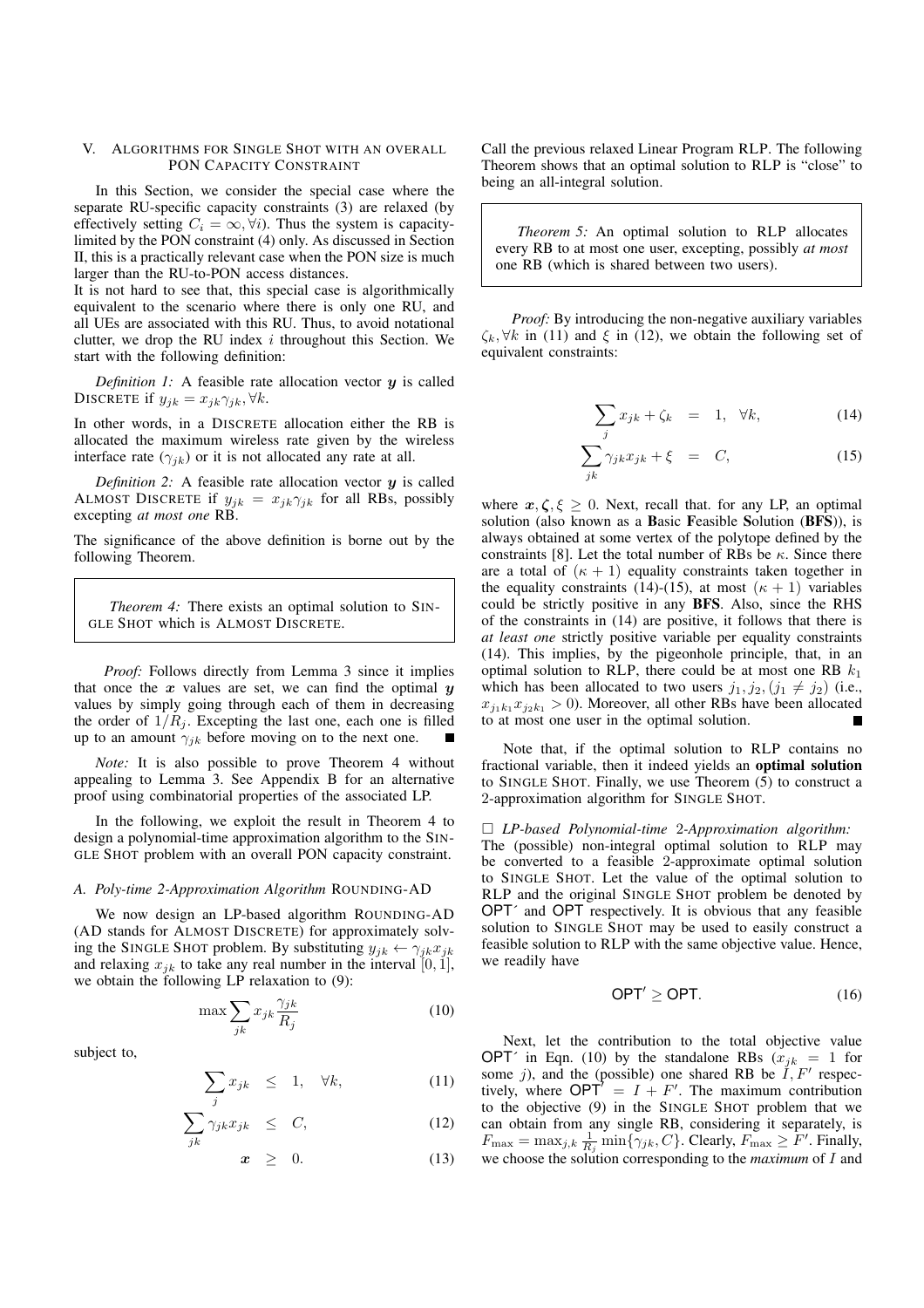## V. Algorithms for Single Shot with an overall PON Capacity Constraint

In this Section, we consider the special case where the separate RU-specific capacity constraints (3) are relaxed (by effectively setting $C_i = \infty, \forall i$). Thus the system is capacity-limited by the PON constraint (4) only. As discussed in Section II, this is a practically relevant case when the PON size is much larger than the RU-to-PON access distances.

It is not hard to see that, this special case is algorithmically equivalent to the scenario where there is only one RU, and all UEs are associated with this RU. Thus, to avoid notational clutter, we drop the RU index $i$ throughout this Section. We start with the following definition:

*Definition 1:* A feasible rate allocation vector $\boldsymbol{y}$ is called DISCRETE if $y_{jk} = x_{jk}\gamma_{jk}, \forall k$.

In other words, in a DISCRETE allocation either the RB is allocated the maximum wireless rate given by the wireless interface rate ($\gamma_{jk}$) or it is not allocated any rate at all.

*Definition 2:* A feasible rate allocation vector $\boldsymbol{y}$ is called ALMOST DISCRETE if $y_{jk} = x_{jk}\gamma_{jk}$ for all RBs, possibly excepting *at most one* RB.

The significance of the above definition is borne out by the following Theorem.

> *Theorem 4:* There exists an optimal solution to SINGLE SHOT which is ALMOST DISCRETE.

*Proof:* Follows directly from Lemma 3 since it implies that once the $\boldsymbol{x}$ values are set, we can find the optimal $\boldsymbol{y}$ values by simply going through each of them in decreasing the order of $1/R_j$. Excepting the last one, each one is filled up to an amount $\gamma_{jk}$ before moving on to the next one. ∎

*Note:* It is also possible to prove Theorem 4 without appealing to Lemma 3. See Appendix B for an alternative proof using combinatorial properties of the associated LP.

In the following, we exploit the result in Theorem 4 to design a polynomial-time approximation algorithm to the SINGLE SHOT problem with an overall PON capacity constraint.

### A. Poly-time 2-Approximation Algorithm ROUNDING-AD

We now design an LP-based algorithm ROUNDING-AD (AD stands for ALMOST DISCRETE) for approximately solving the SINGLE SHOT problem. By substituting $y_{jk} \leftarrow \gamma_{jk}x_{jk}$ and relaxing $x_{jk}$ to take any real number in the interval $[0, 1]$, we obtain the following LP relaxation to (9):

$$\max \sum_{jk} x_{jk} \frac{\gamma_{jk}}{R_j} \tag{10}$$

subject to,

$$\sum_{j} x_{jk} \leq 1, \quad \forall k, \tag{11}$$

$$\sum_{jk} \gamma_{jk} x_{jk} \leq C, \tag{12}$$

$$\boldsymbol{x} \geq 0. \tag{13}$$

Call the previous relaxed Linear Program RLP. The following Theorem shows that an optimal solution to RLP is "close" to being an all-integral solution.

> *Theorem 5:* An optimal solution to RLP allocates every RB to at most one user, excepting, possibly *at most* one RB (which is shared between two users).

*Proof:* By introducing the non-negative auxiliary variables $\zeta_k, \forall k$ in (11) and $\xi$ in (12), we obtain the following set of equivalent constraints:

$$\sum_{j} x_{jk} + \zeta_k = 1, \quad \forall k, \tag{14}$$

$$\sum_{jk} \gamma_{jk} x_{jk} + \xi = C, \tag{15}$$

where $\boldsymbol{x}, \boldsymbol{\zeta}, \xi \geq 0$. Next, recall that. for any LP, an optimal solution (also known as a **B**asic **F**easible **S**olution (**BFS**)), is always obtained at some vertex of the polytope defined by the constraints [8]. Let the total number of RBs be $\kappa$. Since there are a total of $(\kappa + 1)$ equality constraints taken together in the equality constraints (14)-(15), at most $(\kappa + 1)$ variables could be strictly positive in any **BFS**. Also, since the RHS of the constraints in (14) are positive, it follows that there is *at least one* strictly positive variable per equality constraints (14). This implies, by the pigeonhole principle, that, in an optimal solution to RLP, there could be at most one RB $k_1$ which has been allocated to two users $j_1, j_2, (j_1 \neq j_2)$ (i.e., $x_{j_1k_1}x_{j_2k_1} > 0$). Moreover, all other RBs have been allocated to at most one user in the optimal solution. ∎

Note that, if the optimal solution to RLP contains no fractional variable, then it indeed yields an **optimal solution** to SINGLE SHOT. Finally, we use Theorem (5) to construct a 2-approximation algorithm for SINGLE SHOT.

□ *LP-based Polynomial-time 2-Approximation algorithm:* The (possible) non-integral optimal solution to RLP may be converted to a feasible 2-approximate optimal solution to SINGLE SHOT. Let the value of the optimal solution to RLP and the original SINGLE SHOT problem be denoted by $\mathsf{OPT}'$ and $\mathsf{OPT}$ respectively. It is obvious that any feasible solution to SINGLE SHOT may be used to easily construct a feasible solution to RLP with the same objective value. Hence, we readily have

$$\mathsf{OPT}' \geq \mathsf{OPT}. \tag{16}$$

Next, let the contribution to the total objective value $\mathsf{OPT}'$ in Eqn. (10) by the standalone RBs ($x_{jk} = 1$ for some $j$), and the (possible) one shared RB be $I, F'$ respectively, where $\mathsf{OPT}' = I + F'$. The maximum contribution to the objective (9) in the SINGLE SHOT problem that we can obtain from any single RB, considering it separately, is $F_{\max} = \max_{j,k} \frac{1}{R_j} \min\{\gamma_{jk}, C\}$. Clearly, $F_{\max} \geq F'$. Finally, we choose the solution corresponding to the *maximum* of $I$ and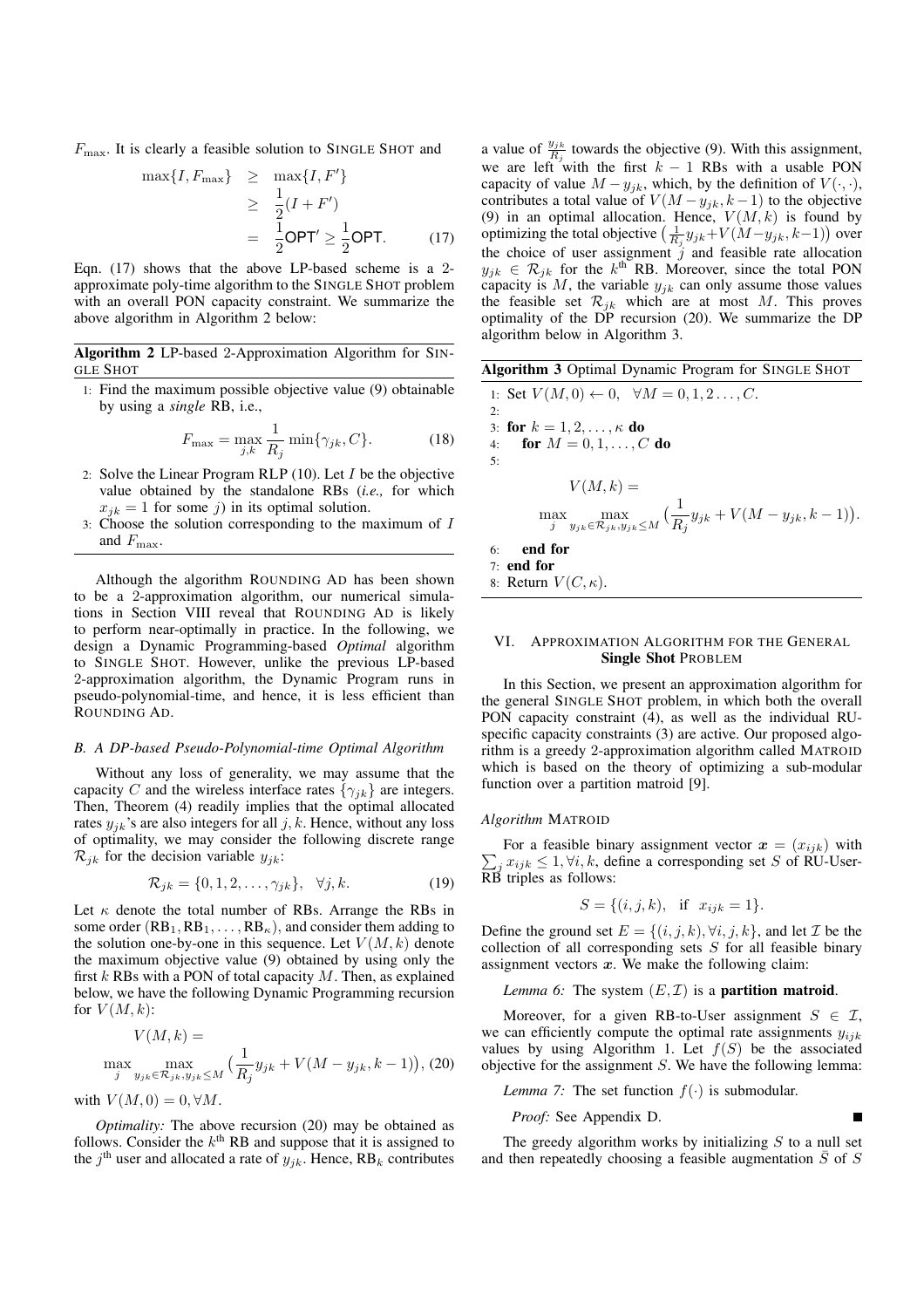$F_{\max}$. It is clearly a feasible solution to SINGLE SHOT and

$$\begin{aligned}\max\{I, F_{\max}\} &\geq \max\{I, F'\} \\ &\geq \frac{1}{2}(I + F') \\ &= \frac{1}{2}\mathsf{OPT}' \geq \frac{1}{2}\mathsf{OPT}. \end{aligned} \tag{17}$$

Eqn. (17) shows that the above LP-based scheme is a 2-approximate poly-time algorithm to the SINGLE SHOT problem with an overall PON capacity constraint. We summarize the above algorithm in Algorithm 2 below:

**Algorithm 2** LP-based 2-Approximation Algorithm for SINGLE SHOT

1: Find the maximum possible objective value (9) obtainable by using a *single* RB, i.e.,

$$F_{\max} = \max_{j,k} \frac{1}{R_j} \min\{\gamma_{jk}, C\}. \tag{18}$$

2: Solve the Linear Program RLP (10). Let $I$ be the objective value obtained by the standalone RBs (*i.e.,* for which $x_{jk} = 1$ for some $j$) in its optimal solution.

3: Choose the solution corresponding to the maximum of $I$ and $F_{\max}$.

Although the algorithm ROUNDING AD has been shown to be a 2-approximation algorithm, our numerical simulations in Section VIII reveal that ROUNDING AD is likely to perform near-optimally in practice. In the following, we design a Dynamic Programming-based *Optimal* algorithm to SINGLE SHOT. However, unlike the previous LP-based 2-approximation algorithm, the Dynamic Program runs in pseudo-polynomial-time, and hence, it is less efficient than ROUNDING AD.

### *B. A DP-based Pseudo-Polynomial-time Optimal Algorithm*

Without any loss of generality, we may assume that the capacity $C$ and the wireless interface rates $\{\gamma_{jk}\}$ are integers. Then, Theorem (4) readily implies that the optimal allocated rates $y_{jk}$'s are also integers for all $j, k$. Hence, without any loss of optimality, we may consider the following discrete range $\mathcal{R}_{jk}$ for the decision variable $y_{jk}$:

$$\mathcal{R}_{jk} = \{0, 1, 2, \ldots, \gamma_{jk}\}, \quad \forall j, k. \tag{19}$$

Let $\kappa$ denote the total number of RBs. Arrange the RBs in some order $(\text{RB}_1, \text{RB}_1, \ldots, \text{RB}_\kappa)$, and consider them adding to the solution one-by-one in this sequence. Let $V(M, k)$ denote the maximum objective value (9) obtained by using only the first $k$ RBs with a PON of total capacity $M$. Then, as explained below, we have the following Dynamic Programming recursion for $V(M, k)$:

$$V(M,k) = \max_j \max_{y_{jk} \in \mathcal{R}_{jk}, y_{jk} \leq M} \big(\frac{1}{R_j} y_{jk} + V(M - y_{jk}, k-1)\big), \tag{20}$$

with $V(M, 0) = 0, \forall M$.

*Optimality:* The above recursion (20) may be obtained as follows. Consider the $k^{\text{th}}$ RB and suppose that it is assigned to the $j^{\text{th}}$ user and allocated a rate of $y_{jk}$. Hence, $\text{RB}_k$ contributes a value of $\frac{y_{jk}}{R_j}$ towards the objective (9). With this assignment, we are left with the first $k-1$ RBs with a usable PON capacity of value $M - y_{jk}$, which, by the definition of $V(\cdot, \cdot)$, contributes a total value of $V(M - y_{jk}, k-1)$ to the objective (9) in an optimal allocation. Hence, $V(M, k)$ is found by optimizing the total objective $\big(\frac{1}{R_j} y_{jk} + V(M - y_{jk}, k-1)\big)$ over the choice of user assignment $j$ and feasible rate allocation $y_{jk} \in \mathcal{R}_{jk}$ for the $k^{\text{th}}$ RB. Moreover, since the total PON capacity is $M$, the variable $y_{jk}$ can only assume those values the feasible set $\mathcal{R}_{jk}$ which are at most $M$. This proves optimality of the DP recursion (20). We summarize the DP algorithm below in Algorithm 3.

**Algorithm 3** Optimal Dynamic Program for SINGLE SHOT

1: Set $V(M, 0) \leftarrow 0, \quad \forall M = 0, 1, 2 \ldots, C.$
2:
3: **for** $k = 1, 2, \ldots, \kappa$ **do**
4: &nbsp;&nbsp;&nbsp;&nbsp;**for** $M = 0, 1, \ldots, C$ **do**
5:

$$V(M,k) = \max_j \max_{y_{jk} \in \mathcal{R}_{jk}, y_{jk} \leq M} \big(\frac{1}{R_j} y_{jk} + V(M - y_{jk}, k-1)\big).$$

6: &nbsp;&nbsp;&nbsp;&nbsp;**end for**
7: **end for**
8: Return $V(C, \kappa)$.

## VI. APPROXIMATION ALGORITHM FOR THE GENERAL **Single Shot** PROBLEM

In this Section, we present an approximation algorithm for the general SINGLE SHOT problem, in which both the overall PON capacity constraint (4), as well as the individual RU-specific capacity constraints (3) are active. Our proposed algorithm is a greedy 2-approximation algorithm called MATROID which is based on the theory of optimizing a sub-modular function over a partition matroid [9].

### *Algorithm* MATROID

For a feasible binary assignment vector $\boldsymbol{x} = (x_{ijk})$ with $\sum_j x_{ijk} \leq 1, \forall i, k$, define a corresponding set $S$ of RU-User-RB triples as follows:

$$S = \{(i, j, k), \quad \text{if} \;\; x_{ijk} = 1\}.$$

Define the ground set $E = \{(i, j, k), \forall i, j, k\}$, and let $\mathcal{I}$ be the collection of all corresponding sets $S$ for all feasible binary assignment vectors $\boldsymbol{x}$. We make the following claim:

*Lemma 6:* The system $(E, \mathcal{I})$ is a **partition matroid**.

Moreover, for a given RB-to-User assignment $S \in \mathcal{I}$, we can efficiently compute the optimal rate assignments $y_{ijk}$ values by using Algorithm 1. Let $f(S)$ be the associated objective for the assignment $S$. We have the following lemma:

*Lemma 7:* The set function $f(\cdot)$ is submodular.

*Proof:* See Appendix D. ∎

The greedy algorithm works by initializing $S$ to a null set and then repeatedly choosing a feasible augmentation $\bar{S}$ of $S$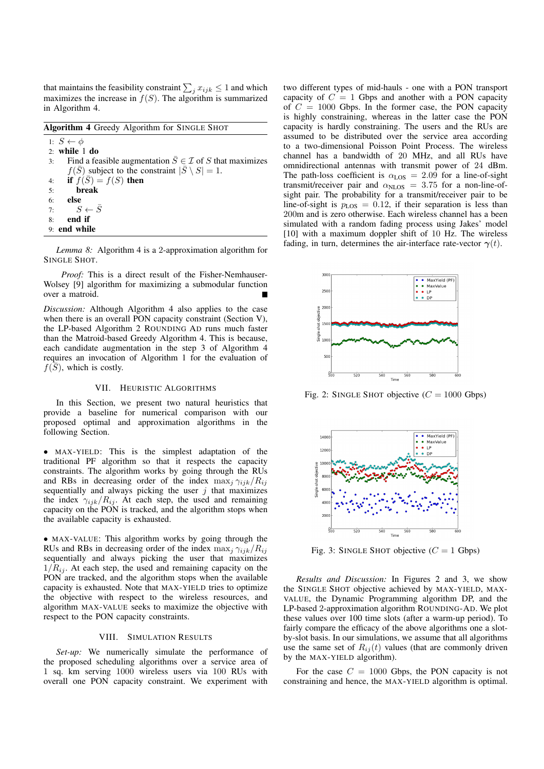that maintains the feasibility constraint $\sum_j x_{ijk} \leq 1$ and which maximizes the increase in $f(S)$. The algorithm is summarized in Algorithm 4.

**Algorithm 4** Greedy Algorithm for SINGLE SHOT

```
1: S ← φ
2: while 1 do
3:     Find a feasible augmentation S̄ ∈ I of S that maximizes
       f(S̄) subject to the constraint |S̄ \ S| = 1.
4:     if f(S̄) = f(S) then
5:         break
6:     else
7:         S ← S̄
8:     end if
9: end while
```

*Lemma 8:* Algorithm 4 is a 2-approximation algorithm for SINGLE SHOT.

*Proof:* This is a direct result of the Fisher-Nemhauser-Wolsey [9] algorithm for maximizing a submodular function over a matroid. ∎

*Discussion:* Although Algorithm 4 also applies to the case when there is an overall PON capacity constraint (Section V), the LP-based Algorithm 2 ROUNDING AD runs much faster than the Matroid-based Greedy Algorithm 4. This is because, each candidate augmentation in the step 3 of Algorithm 4 requires an invocation of Algorithm 1 for the evaluation of $f(\bar{S})$, which is costly.

## VII. Heuristic Algorithms

In this Section, we present two natural heuristics that provide a baseline for numerical comparison with our proposed optimal and approximation algorithms in the following Section.

- MAX-YIELD: This is the simplest adaptation of the traditional PF algorithm so that it respects the capacity constraints. The algorithm works by going through the RUs and RBs in decreasing order of the index $\max_j \gamma_{ijk}/R_{ij}$ sequentially and always picking the user $j$ that maximizes the index $\gamma_{ijk}/R_{ij}$. At each step, the used and remaining capacity on the PON is tracked, and the algorithm stops when the available capacity is exhausted.

- MAX-VALUE: This algorithm works by going through the RUs and RBs in decreasing order of the index $\max_j \gamma_{ijk}/R_{ij}$ sequentially and always picking the user that maximizes $1/R_{ij}$. At each step, the used and remaining capacity on the PON are tracked, and the algorithm stops when the available capacity is exhausted. Note that MAX-YIELD tries to optimize the objective with respect to the wireless resources, and algorithm MAX-VALUE seeks to maximize the objective with respect to the PON capacity constraints.

## VIII. Simulation Results

*Set-up:* We numerically simulate the performance of the proposed scheduling algorithms over a service area of 1 sq. km serving 1000 wireless users via 100 RUs with overall one PON capacity constraint. We experiment with two different types of mid-hauls - one with a PON transport capacity of $C = 1$ Gbps and another with a PON capacity of $C = 1000$ Gbps. In the former case, the PON capacity is highly constraining, whereas in the latter case the PON capacity is hardly constraining. The users and the RUs are assumed to be distributed over the service area according to a two-dimensional Poisson Point Process. The wireless channel has a bandwidth of 20 MHz, and all RUs have omnidirectional antennas with transmit power of 24 dBm. The path-loss coefficient is $\alpha_{\text{LOS}} = 2.09$ for a line-of-sight transmit/receiver pair and $\alpha_{\text{NLOS}} = 3.75$ for a non-line-of-sight pair. The probability for a transmit/receiver pair to be line-of-sight is $p_{\text{LOS}} = 0.12$, if their separation is less than 200m and is zero otherwise. Each wireless channel has a been simulated with a random fading process using Jakes' model [10] with a maximum doppler shift of 10 Hz. The wireless fading, in turn, determines the air-interface rate-vector $\boldsymbol{\gamma}(t)$.

Fig. 2: SINGLE SHOT objective ($C = 1000$ Gbps)

Fig. 3: SINGLE SHOT objective ($C = 1$ Gbps)

*Results and Discussion:* In Figures 2 and 3, we show the SINGLE SHOT objective achieved by MAX-YIELD, MAX-VALUE, the Dynamic Programming algorithm DP, and the LP-based 2-approximation algorithm ROUNDING-AD. We plot these values over 100 time slots (after a warm-up period). To fairly compare the efficacy of the above algorithms one a slot-by-slot basis. In our simulations, we assume that all algorithms use the same set of $R_{ij}(t)$ values (that are commonly driven by the MAX-YIELD algorithm).

For the case $C = 1000$ Gbps, the PON capacity is not constraining and hence, the MAX-YIELD algorithm is optimal.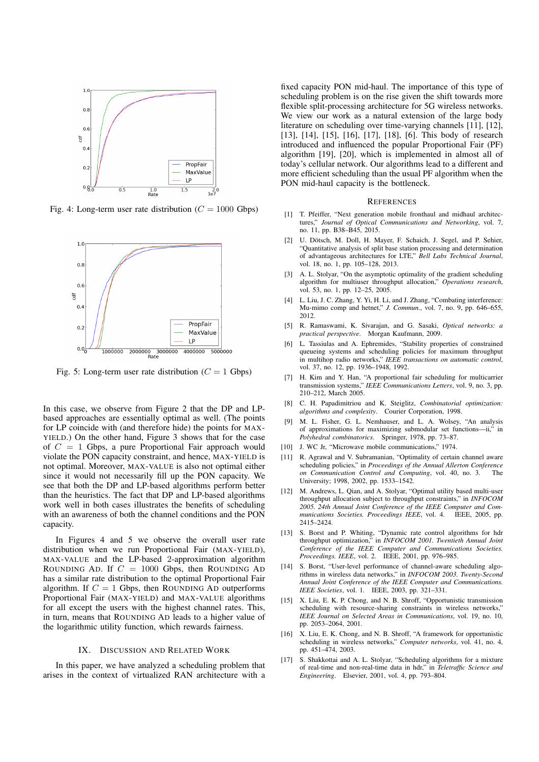Fig. 4: Long-term user rate distribution ($C = 1000$ Gbps)

Fig. 5: Long-term user rate distribution ($C = 1$ Gbps)

In this case, we observe from Figure 2 that the DP and LP-based approaches are essentially optimal as well. (The points for LP coincide with (and therefore hide) the points for MAX-YIELD.) On the other hand, Figure 3 shows that for the case of $C = 1$ Gbps, a pure Proportional Fair approach would violate the PON capacity constraint, and hence, MAX-YIELD is not optimal. Moreover, MAX-VALUE is also not optimal either since it would not necessarily fill up the PON capacity. We see that both the DP and LP-based algorithms perform better than the heuristics. The fact that DP and LP-based algorithms work well in both cases illustrates the benefits of scheduling with an awareness of both the channel conditions and the PON capacity.

In Figures 4 and 5 we observe the overall user rate distribution when we run Proportional Fair (MAX-YIELD), MAX-VALUE and the LP-based 2-approximation algorithm ROUNDING AD. If $C = 1000$ Gbps, then ROUNDING AD has a similar rate distribution to the optimal Proportional Fair algorithm. If $C = 1$ Gbps, then ROUNDING AD outperforms Proportional Fair (MAX-YIELD) and MAX-VALUE algorithms for all except the users with the highest channel rates. This, in turn, means that ROUNDING AD leads to a higher value of the logarithmic utility function, which rewards fairness.

## IX. Discussion and Related Work

In this paper, we have analyzed a scheduling problem that arises in the context of virtualized RAN architecture with a fixed capacity PON mid-haul. The importance of this type of scheduling problem is on the rise given the shift towards more flexible split-processing architecture for 5G wireless networks. We view our work as a natural extension of the large body literature on scheduling over time-varying channels [11], [12], [13], [14], [15], [16], [17], [18], [6]. This body of research introduced and influenced the popular Proportional Fair (PF) algorithm [19], [20], which is implemented in almost all of today's cellular network. Our algorithms lead to a different and more efficient scheduling than the usual PF algorithm when the PON mid-haul capacity is the bottleneck.

## References

[1] T. Pfeiffer, "Next generation mobile fronthaul and midhaul architectures," *Journal of Optical Communications and Networking*, vol. 7, no. 11, pp. B38–B45, 2015.

[2] U. Dötsch, M. Doll, H. Mayer, F. Schaich, J. Segel, and P. Sehier, "Quantitative analysis of split base station processing and determination of advantageous architectures for LTE," *Bell Labs Technical Journal*, vol. 18, no. 1, pp. 105–128, 2013.

[3] A. L. Stolyar, "On the asymptotic optimality of the gradient scheduling algorithm for multiuser throughput allocation," *Operations research*, vol. 53, no. 1, pp. 12–25, 2005.

[4] L. Liu, J. C. Zhang, Y. Yi, H. Li, and J. Zhang, "Combating interference: Mu-mimo comp and hetnet," *J. Commun.*, vol. 7, no. 9, pp. 646–655, 2012.

[5] R. Ramaswami, K. Sivarajan, and G. Sasaki, *Optical networks: a practical perspective*. Morgan Kaufmann, 2009.

[6] L. Tassiulas and A. Ephremides, "Stability properties of constrained queueing systems and scheduling policies for maximum throughput in multihop radio networks," *IEEE transactions on automatic control*, vol. 37, no. 12, pp. 1936–1948, 1992.

[7] H. Kim and Y. Han, "A proportional fair scheduling for multicarrier transmission systems," *IEEE Communications Letters*, vol. 9, no. 3, pp. 210–212, March 2005.

[8] C. H. Papadimitriou and K. Steiglitz, *Combinatorial optimization: algorithms and complexity*. Courier Corporation, 1998.

[9] M. L. Fisher, G. L. Nemhauser, and L. A. Wolsey, "An analysis of approximations for maximizing submodular set functions—ii," in *Polyhedral combinatorics*. Springer, 1978, pp. 73–87.

[10] J. WC Jr, "Microwave mobile communications," 1974.

[11] R. Agrawal and V. Subramanian, "Optimality of certain channel aware scheduling policies," in *Proceedings of the Annual Allerton Conference on Communication Control and Computing*, vol. 40, no. 3. The University; 1998, 2002, pp. 1533–1542.

[12] M. Andrews, L. Qian, and A. Stolyar, "Optimal utility based multi-user throughput allocation subject to throughput constraints," in *INFOCOM 2005. 24th Annual Joint Conference of the IEEE Computer and Communications Societies. Proceedings IEEE*, vol. 4. IEEE, 2005, pp. 2415–2424.

[13] S. Borst and P. Whiting, "Dynamic rate control algorithms for hdr throughput optimization," in *INFOCOM 2001. Twentieth Annual Joint Conference of the IEEE Computer and Communications Societies. Proceedings. IEEE*, vol. 2. IEEE, 2001, pp. 976–985.

[14] S. Borst, "User-level performance of channel-aware scheduling algorithms in wireless data networks," in *INFOCOM 2003. Twenty-Second Annual Joint Conference of the IEEE Computer and Communications. IEEE Societies*, vol. 1. IEEE, 2003, pp. 321–331.

[15] X. Liu, E. K. P. Chong, and N. B. Shroff, "Opportunistic transmission scheduling with resource-sharing constraints in wireless networks," *IEEE Journal on Selected Areas in Communications*, vol. 19, no. 10, pp. 2053–2064, 2001.

[16] X. Liu, E. K. Chong, and N. B. Shroff, "A framework for opportunistic scheduling in wireless networks," *Computer networks*, vol. 41, no. 4, pp. 451–474, 2003.

[17] S. Shakkottai and A. L. Stolyar, "Scheduling algorithms for a mixture of real-time and non-real-time data in hdr," in *Teletraffic Science and Engineering*. Elsevier, 2001, vol. 4, pp. 793–804.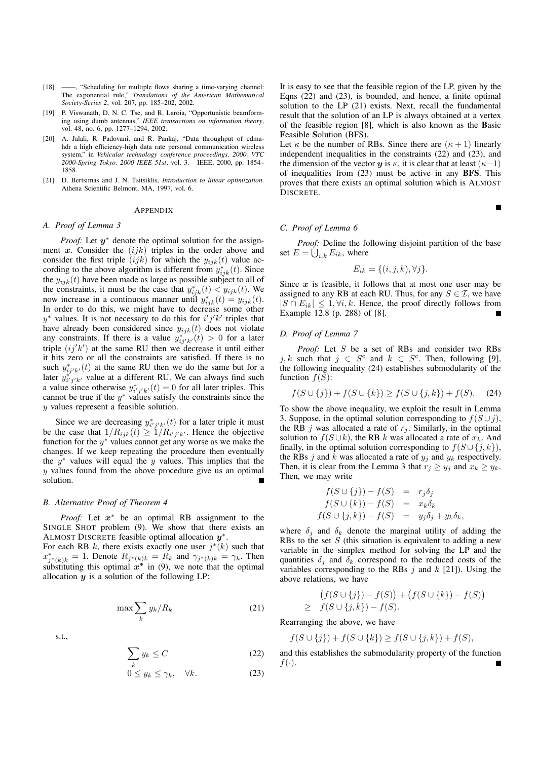[18] ——, "Scheduling for multiple flows sharing a time-varying channel: The exponential rule," *Translations of the American Mathematical Society-Series 2*, vol. 207, pp. 185–202, 2002.

[19] P. Viswanath, D. N. C. Tse, and R. Laroia, "Opportunistic beamforming using dumb antennas," *IEEE transactions on information theory*, vol. 48, no. 6, pp. 1277–1294, 2002.

[20] A. Jalali, R. Padovani, and R. Pankaj, "Data throughput of cdma-hdr a high efficiency-high data rate personal communication wireless system," in *Vehicular technology conference proceedings, 2000. VTC 2000-Spring Tokyo. 2000 IEEE 51st*, vol. 3. IEEE, 2000, pp. 1854–1858.

[21] D. Bertsimas and J. N. Tsitsiklis, *Introduction to linear optimization*. Athena Scientific Belmont, MA, 1997, vol. 6.

## APPENDIX

### A. Proof of Lemma 3

*Proof:* Let $\boldsymbol{y}^*$ denote the optimal solution for the assignment $\boldsymbol{x}$. Consider the $(ijk)$ triples in the order above and consider the first triple $(ijk)$ for which the $y_{ijk}(t)$ value according to the above algorithm is different from $y^*_{ijk}(t)$. Since the $y_{ijk}(t)$ have been made as large as possible subject to all of the constraints, it must be the case that $y^*_{ijk}(t) < y_{ijk}(t)$. We now increase in a continuous manner until $y^*_{ijk}(t) = y_{ijk}(t)$. In order to do this, we might have to decrease some other $y^*$ values. It is not necessary to do this for $i'j'k'$ triples that have already been considered since $y_{ijk}(t)$ does not violate any constraints. If there is a value $y^*_{ij'k'}(t) > 0$ for a later triple $(ij'k')$ at the same RU then we decrease it until either it hits zero or all the constraints are satisfied. If there is no such $y^*_{ij'k'}(t)$ at the same RU then we do the same but for a later $y^*_{i'j'k'}$ value at a different RU. We can always find such a value since otherwise $y^*_{i'j'k'}(t) = 0$ for all later triples. This cannot be true if the $y^*$ values satisfy the constraints since the $y$ values represent a feasible solution.

Since we are decreasing $y^*_{i'j'k'}(t)$ for a later triple it must be the case that $1/R_{ijk}(t) \geq 1/R_{i'j'k'}$. Hence the objective function for the $y^*$ values cannot get any worse as we make the changes. If we keep repeating the procedure then eventually the $y^*$ values will equal the $y$ values. This implies that the $y$ values found from the above procedure give us an optimal solution. ■

### B. Alternative Proof of Theorem 4

*Proof:* Let $\boldsymbol{x}^*$ be an optimal RB assignment to the SINGLE SHOT problem (9). We show that there exists an ALMOST DISCRETE feasible optimal allocation $\boldsymbol{y}^*$.

For each RB $k$, there exists exactly one user $j^*(k)$ such that $x^*_{j^*(k)k} = 1$. Denote $R_{j^*(k)k} = R_k$ and $\gamma_{j^*(k)k} = \gamma_k$. Then substituting this optimal $\boldsymbol{x}^*$ in (9), we note that the optimal allocation $\boldsymbol{y}$ is a solution of the following LP:

$$\max \sum_k y_k / R_k \tag{21}$$

s.t.,

$$\sum_k y_k \leq C \tag{22}$$

$$0 \leq y_k \leq \gamma_k, \quad \forall k. \tag{23}$$

It is easy to see that the feasible region of the LP, given by the Eqns (22) and (23), is bounded, and hence, a finite optimal solution to the LP (21) exists. Next, recall the fundamental result that the solution of an LP is always obtained at a vertex of the feasible region [8], which is also known as the **B**asic **F**easible **S**olution (BFS).

Let $\kappa$ be the number of RBs. Since there are $(\kappa + 1)$ linearly independent inequalities in the constraints (22) and (23), and the dimension of the vector $\boldsymbol{y}$ is $\kappa$, it is clear that at least $(\kappa - 1)$ of inequalities from (23) must be active in any **BFS**. This proves that there exists an optimal solution which is ALMOST DISCRETE. ■

### C. Proof of Lemma 6

*Proof:* Define the following disjoint partition of the base set $E = \biguplus_{i,k} E_{ik}$, where

$$E_{ik} = \{(i, j, k), \forall j\}.$$

Since $\boldsymbol{x}$ is feasible, it follows that at most one user may be assigned to any RB at each RU. Thus, for any $S \in \mathcal{I}$, we have $|S \cap E_{ik}| \leq 1, \forall i, k$. Hence, the proof directly follows from Example 12.8 (p. 288) of [8]. ■

### D. Proof of Lemma 7

*Proof:* Let $S$ be a set of RBs and consider two RBs $j, k$ such that $j \in S^c$ and $k \in S^c$. Then, following [9], the following inequality (24) establishes submodularity of the function $f(S)$:

$$f(S \cup \{j\}) + f(S \cup \{k\}) \geq f(S \cup \{j, k\}) + f(S). \tag{24}$$

To show the above inequality, we exploit the result in Lemma 3. Suppose, in the optimal solution corresponding to $f(S \cup j)$, the RB $j$ was allocated a rate of $r_j$. Similarly, in the optimal solution to $f(S \cup k)$, the RB $k$ was allocated a rate of $x_k$. And finally, in the optimal solution corresponding to $f(S \cup \{j, k\})$, the RBs $j$ and $k$ was allocated a rate of $y_j$ and $y_k$ respectively. Then, it is clear from the Lemma 3 that $r_j \geq y_j$ and $x_k \geq y_k$. Then, we may write

$$\begin{aligned} f(S \cup \{j\}) - f(S) &= r_j \delta_j \\ f(S \cup \{k\}) - f(S) &= x_k \delta_k \\ f(S \cup \{j, k\}) - f(S) &= y_j \delta_j + y_k \delta_k, \end{aligned}$$

where $\delta_j$ and $\delta_k$ denote the marginal utility of adding the RBs to the set $S$ (this situation is equivalent to adding a new variable in the simplex method for solving the LP and the quantities $\delta_j$ and $\delta_k$ correspond to the reduced costs of the variables corresponding to the RBs $j$ and $k$ [21]). Using the above relations, we have

$$\begin{aligned} &\big(f(S \cup \{j\}) - f(S)\big) + \big(f(S \cup \{k\}) - f(S)\big) \\ \geq \quad &f(S \cup \{j, k\}) - f(S). \end{aligned}$$

Rearranging the above, we have

$$f(S \cup \{j\}) + f(S \cup \{k\}) \geq f(S \cup \{j, k\}) + f(S),$$

and this establishes the submodularity property of the function $f(\cdot)$. ■